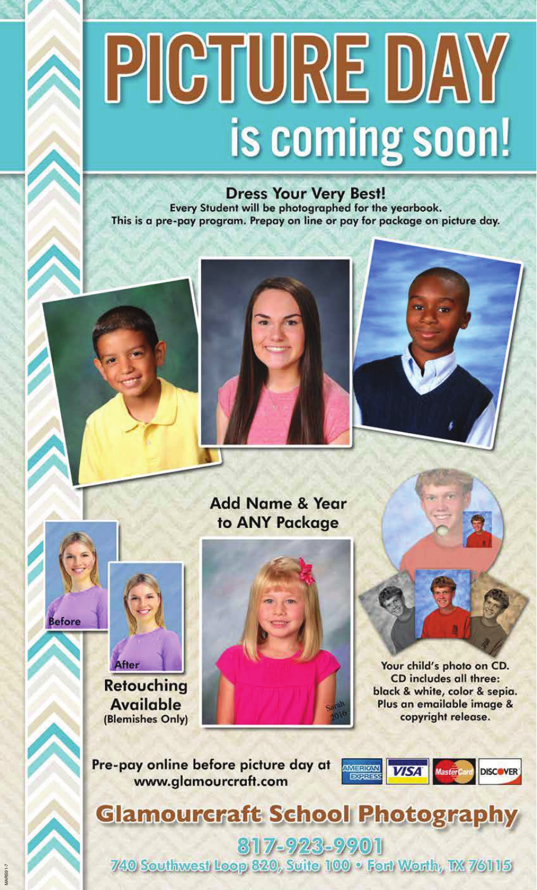# PICTURE DAY

## is coming soon!

**Dress Your Very Best!**

Every Student will be photographed for the yearbook.
This is a pre-pay program. Prepay on line or pay for package on picture day.

Before

After

**Retouching Available**
(Blemishes Only)

**Add Name & Year to ANY Package**

Your child's photo on CD.
CD includes all three: black & white, color & sepia.
Plus an emailable image & copyright release.

Pre-pay online before picture day at
www.glamourcraft.com

AMERICAN EXPRESS VISA MasterCard DISCOVER

## Glamourcraft School Photography

817-923-9901

740 Southwest Loop 820, Suite 100 • Fort Worth, TX 76115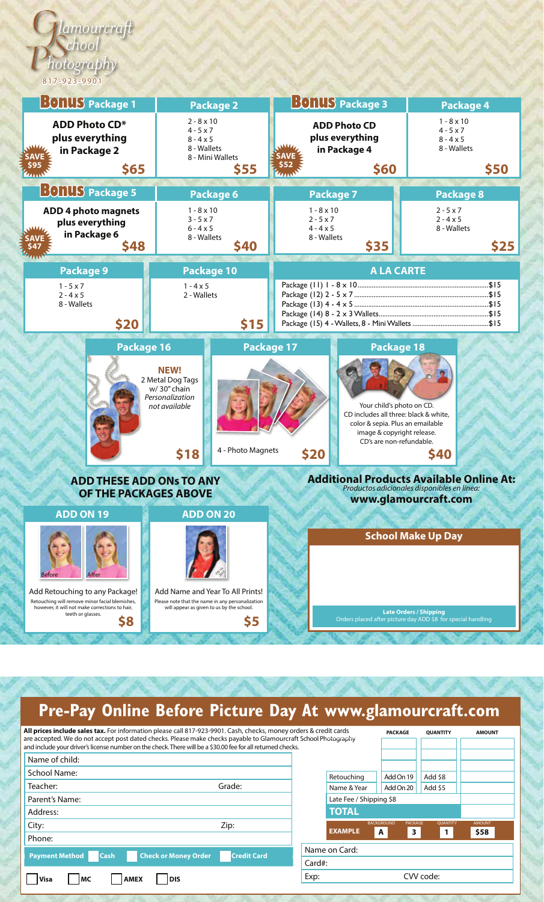Glamourcraft School Photography

817-923-9901

## Bonus Package 1

**ADD Photo CD\* plus everything in Package 2**

SAVE $95

**$65**

## Package 2

2 - 8 x 10
4 - 5 x 7
8 - 4 x 5
8 - Wallets
8 - Mini Wallets

**$55**

## Bonus Package 3

**ADD Photo CD plus everything in Package 4**

SAVE $52

**$60**

## Package 4

1 - 8 x 10
4 - 5 x 7
8 - 4 x 5
8 - Wallets

**$50**

## Bonus Package 5

**ADD 4 photo magnets plus everything in Package 6**

SAVE $47

**$48**

## Package 6

1 - 8 x 10
3 - 5 x 7
6 - 4 x 5
8 - Wallets

**$40**

## Package 7

1 - 8 x 10
2 - 5 x 7
4 - 4 x 5
8 - Wallets

**$35**

## Package 8

2 - 5 x 7
2 - 4 x 5
8 - Wallets

**$25**

## Package 9

1 - 5 x 7
2 - 4 x 5
8 - Wallets

**$20**

## Package 10

1 - 4 x 5
2 - Wallets

**$15**

## A LA CARTE

Package (11) 1 - 8 x 10 ........ $15
Package (12) 2 - 5 x 7 ........ $15
Package (13) 4 - 4 x 5 ........ $15
Package (14) 8 - 2 x 3 Wallets ........ $15
Package (15) 4 - Wallets, 8 - Mini Wallets ........ $15

## Package 16

**NEW!**
2 Metal Dog Tags w/ 30" chain
*Personalization not available*

**$18**

## Package 17

4 - Photo Magnets

**$20**

## Package 18

Your child's photo on CD. CD includes all three: black & white, color & sepia. Plus an emailable image & copyright release. CD's are non-refundable.

**$40**

## ADD THESE ADD ONs TO ANY OF THE PACKAGES ABOVE

### ADD ON 19

Before After

Add Retouching to any Package!

Retouching will remove minor facial blemishes, however, it will not make corrections to hair, teeth or glasses.

**$8**

### ADD ON 20

Add Name and Year To All Prints!

Please note that the name in any personalization will appear as given to us by the school.

**$5**

## Additional Products Available Online At:

*Productos adicionales disponibles en línea:*

**www.glamourcraft.com**

## School Make Up Day

**Late Orders / Shipping**
Orders placed after picture day ADD $8 for special handling

# Pre-Pay Online Before Picture Day At www.glamourcraft.com

**All prices include sales tax.** For information please call 817-923-9901. Cash, checks, money orders & credit cards are accepted. We do not accept post dated checks. Please make checks payable to Glamourcraft School Photography and include your driver's license number on the check. There will be a $30.00 fee for all returned checks.

Name of child:
School Name:
Teacher: Grade:
Parent's Name:
Address:
City: Zip:
Phone:

Payment Method ☐ Cash ☐ Check or Money Order ☐ Credit Card

☐ Visa ☐ MC ☐ AMEX ☐ DIS

| | PACKAGE | QUANTITY | AMOUNT |
|---|---|---|---|
| | | | |
| | | | |
| Retouching | Add On 19 | Add $8 | |
| Name & Year | Add On 20 | Add $5 | |
| Late Fee / Shipping $8 | | | |
| **TOTAL** | | | |

| EXAMPLE | BACKGROUND | PACKAGE | QUANTITY | AMOUNT |
|---|---|---|---|---|
| | A | 3 | 1 | $58 |

Name on Card:
Card#:
Exp: CVV code: